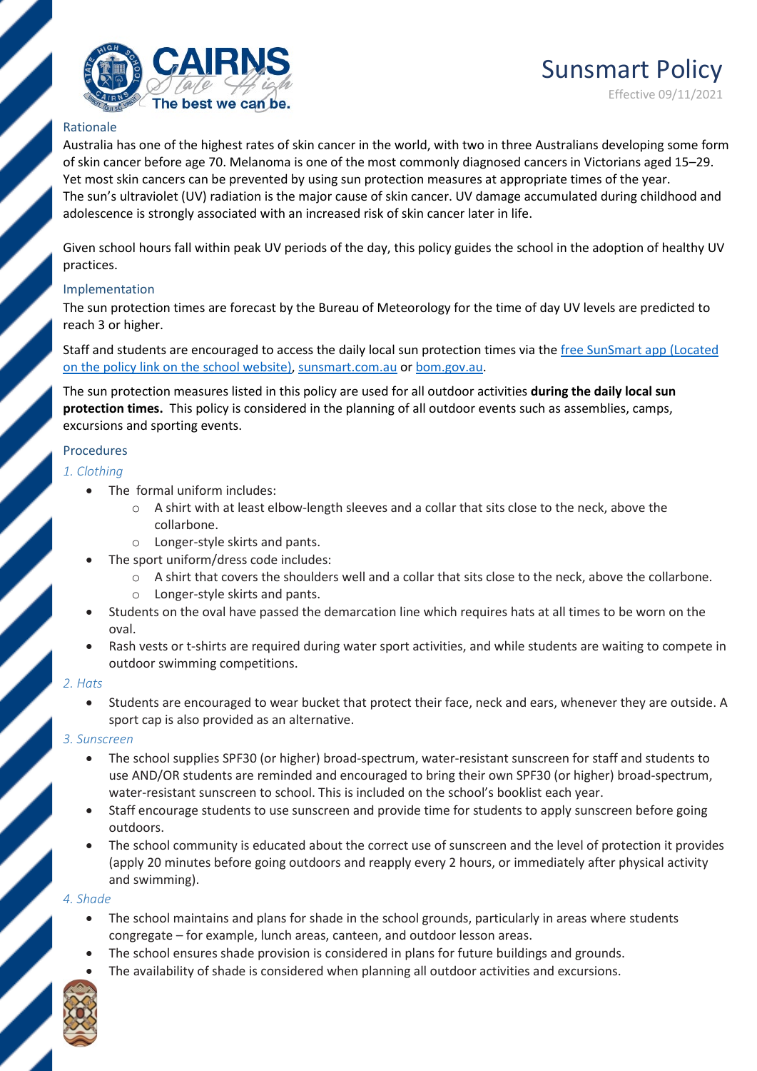# Sunsmart Policy

Effective 09/11/2021

## Rationale

Australia has one of the highest rates of skin cancer in the world, with two in three Australians developing some form of skin cancer before age 70. Melanoma is one of the most commonly diagnosed cancers in Victorians aged 15–29. Yet most skin cancers can be prevented by using sun protection measures at appropriate times of the year.
The sun's ultraviolet (UV) radiation is the major cause of skin cancer. UV damage accumulated during childhood and adolescence is strongly associated with an increased risk of skin cancer later in life.

Given school hours fall within peak UV periods of the day, this policy guides the school in the adoption of healthy UV practices.

## Implementation

The sun protection times are forecast by the Bureau of Meteorology for the time of day UV levels are predicted to reach 3 or higher.

Staff and students are encouraged to access the daily local sun protection times via the free SunSmart app (Located on the policy link on the school website), sunsmart.com.au or bom.gov.au.

The sun protection measures listed in this policy are used for all outdoor activities **during the daily local sun protection times.** This policy is considered in the planning of all outdoor events such as assemblies, camps, excursions and sporting events.

## Procedures

### *1. Clothing*

- The formal uniform includes:
  - A shirt with at least elbow-length sleeves and a collar that sits close to the neck, above the collarbone.
  - Longer-style skirts and pants.
- The sport uniform/dress code includes:
  - A shirt that covers the shoulders well and a collar that sits close to the neck, above the collarbone.
  - Longer-style skirts and pants.
- Students on the oval have passed the demarcation line which requires hats at all times to be worn on the oval.
- Rash vests or t-shirts are required during water sport activities, and while students are waiting to compete in outdoor swimming competitions.

### *2. Hats*

- Students are encouraged to wear bucket that protect their face, neck and ears, whenever they are outside. A sport cap is also provided as an alternative.

### *3. Sunscreen*

- The school supplies SPF30 (or higher) broad-spectrum, water-resistant sunscreen for staff and students to use AND/OR students are reminded and encouraged to bring their own SPF30 (or higher) broad-spectrum, water-resistant sunscreen to school. This is included on the school's booklist each year.
- Staff encourage students to use sunscreen and provide time for students to apply sunscreen before going outdoors.
- The school community is educated about the correct use of sunscreen and the level of protection it provides (apply 20 minutes before going outdoors and reapply every 2 hours, or immediately after physical activity and swimming).

### *4. Shade*

- The school maintains and plans for shade in the school grounds, particularly in areas where students congregate – for example, lunch areas, canteen, and outdoor lesson areas.
- The school ensures shade provision is considered in plans for future buildings and grounds.
- The availability of shade is considered when planning all outdoor activities and excursions.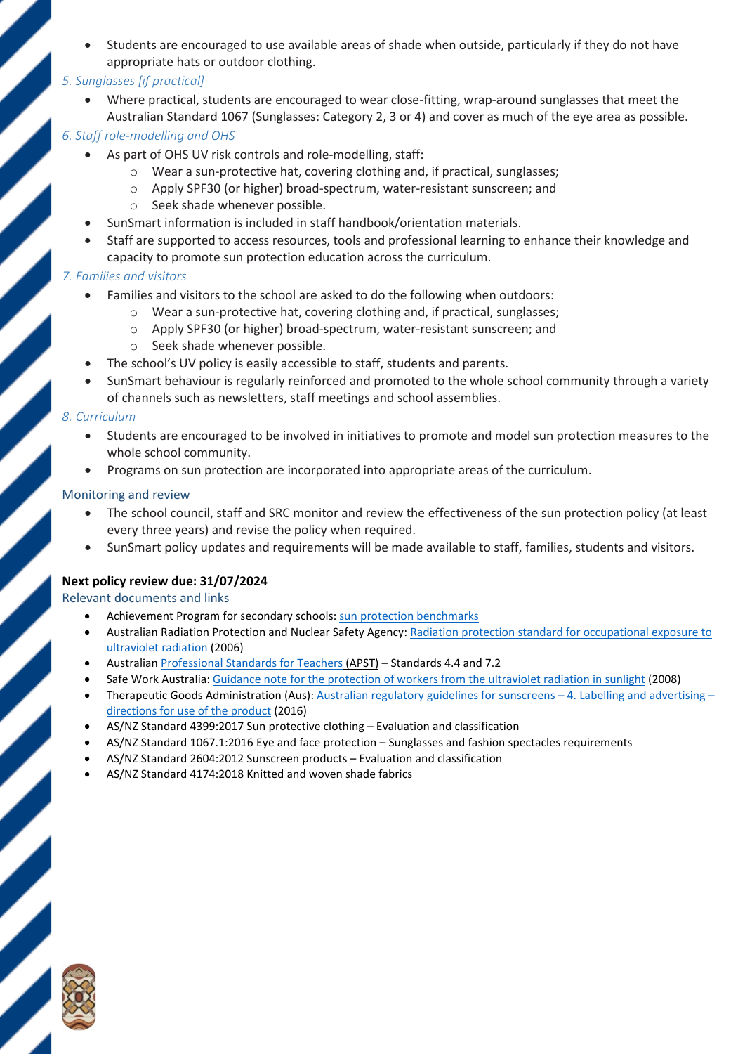- Students are encouraged to use available areas of shade when outside, particularly if they do not have appropriate hats or outdoor clothing.

*5. Sunglasses [if practical]*

- Where practical, students are encouraged to wear close-fitting, wrap-around sunglasses that meet the Australian Standard 1067 (Sunglasses: Category 2, 3 or 4) and cover as much of the eye area as possible.

*6. Staff role-modelling and OHS*

- As part of OHS UV risk controls and role-modelling, staff:
  - Wear a sun-protective hat, covering clothing and, if practical, sunglasses;
  - Apply SPF30 (or higher) broad-spectrum, water-resistant sunscreen; and
  - Seek shade whenever possible.
- SunSmart information is included in staff handbook/orientation materials.
- Staff are supported to access resources, tools and professional learning to enhance their knowledge and capacity to promote sun protection education across the curriculum.

*7. Families and visitors*

- Families and visitors to the school are asked to do the following when outdoors:
  - Wear a sun-protective hat, covering clothing and, if practical, sunglasses;
  - Apply SPF30 (or higher) broad-spectrum, water-resistant sunscreen; and
  - Seek shade whenever possible.
- The school's UV policy is easily accessible to staff, students and parents.
- SunSmart behaviour is regularly reinforced and promoted to the whole school community through a variety of channels such as newsletters, staff meetings and school assemblies.

*8. Curriculum*

- Students are encouraged to be involved in initiatives to promote and model sun protection measures to the whole school community.
- Programs on sun protection are incorporated into appropriate areas of the curriculum.

## Monitoring and review

- The school council, staff and SRC monitor and review the effectiveness of the sun protection policy (at least every three years) and revise the policy when required.
- SunSmart policy updates and requirements will be made available to staff, families, students and visitors.

**Next policy review due: 31/07/2024**

## Relevant documents and links

- Achievement Program for secondary schools: sun protection benchmarks
- Australian Radiation Protection and Nuclear Safety Agency: Radiation protection standard for occupational exposure to ultraviolet radiation (2006)
- Australian Professional Standards for Teachers (APST) – Standards 4.4 and 7.2
- Safe Work Australia: Guidance note for the protection of workers from the ultraviolet radiation in sunlight (2008)
- Therapeutic Goods Administration (Aus): Australian regulatory guidelines for sunscreens – 4. Labelling and advertising – directions for use of the product (2016)
- AS/NZ Standard 4399:2017 Sun protective clothing – Evaluation and classification
- AS/NZ Standard 1067.1:2016 Eye and face protection – Sunglasses and fashion spectacles requirements
- AS/NZ Standard 2604:2012 Sunscreen products – Evaluation and classification
- AS/NZ Standard 4174:2018 Knitted and woven shade fabrics